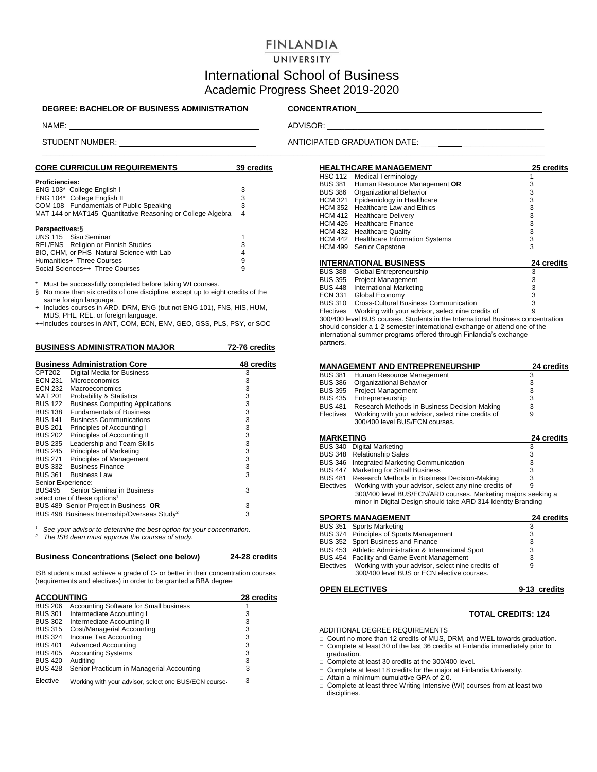# FINLANDIA UNIVERSITY

## International School of Business

### Academic Progress Sheet 2019-2020

**DEGREE: BACHELOR OF BUSINESS ADMINISTRATION** **CONCENTRATION** ____________________

NAME: ____________________ ADVISOR: ____________________

STUDENT NUMBER: ____________________ ANTICIPATED GRADUATION DATE: ____________________

| **CORE CURRICULUM REQUIREMENTS** | **39 credits** |
|---|---|
| **Proficiencies:** | |
| ENG 103* College English I | 3 |
| ENG 104* College English II | 3 |
| COM 108 Fundamentals of Public Speaking | 3 |
| MAT 144 or MAT145 Quantitative Reasoning or College Algebra | 4 |
| **Perspectives:**§ | |
| UNS 115 Sisu Seminar | 1 |
| REL/FNS Religion or Finnish Studies | 3 |
| BIO, CHM, or PHS Natural Science with Lab | 4 |
| Humanities+ Three Courses | 9 |
| Social Sciences++ Three Courses | 9 |

\* Must be successfully completed before taking WI courses.

§ No more than six credits of one discipline, except up to eight credits of the same foreign language.

\+ Includes courses in ARD, DRM, ENG (but not ENG 101), FNS, HIS, HUM, MUS, PHL, REL, or foreign language.

++Includes courses in ANT, COM, ECN, ENV, GEO, GSS, PLS, PSY, or SOC

**BUSINESS ADMINISTRATION MAJOR** **72-76 credits**

| **Business Administration Core** | | **48 credits** |
|---|---|---|
| CPT202 | Digital Media for Business | 3 |
| ECN 231 | Microeconomics | 3 |
| ECN 232 | Macroeconomics | 3 |
| MAT 201 | Probability & Statistics | 3 |
| BUS 122 | Business Computing Applications | 3 |
| BUS 138 | Fundamentals of Business | 3 |
| BUS 141 | Business Communications | 3 |
| BUS 201 | Principles of Accounting I | 3 |
| BUS 202 | Principles of Accounting II | 3 |
| BUS 235 | Leadership and Team Skills | 3 |
| BUS 245 | Principles of Marketing | 3 |
| BUS 271 | Principles of Management | 3 |
| BUS 332 | Business Finance | 3 |
| BUS 361 | Business Law | 3 |
| Senior Experience: | | |
| BUS495 | Senior Seminar in Business | 3 |
| select one of these options[1] | | |
| BUS 489 | Senior Project in Business **OR** | 3 |
| BUS 498 | Business Internship/Overseas Study[2] | 3 |

*[1] See your advisor to determine the best option for your concentration.*

*[2] The ISB dean must approve the courses of study.*

**Business Concentrations (Select one below)** **24-28 credits**

ISB students must achieve a grade of C- or better in their concentration courses (requirements and electives) in order to be granted a BBA degree

| **ACCOUNTING** | | **28 credits** |
|---|---|---|
| BUS 206 | Accounting Software for Small business | 1 |
| BUS 301 | Intermediate Accounting I | 3 |
| BUS 302 | Intermediate Accounting II | 3 |
| BUS 315 | Cost/Managerial Accounting | 3 |
| BUS 324 | Income Tax Accounting | 3 |
| BUS 401 | Advanced Accounting | 3 |
| BUS 405 | Accounting Systems | 3 |
| BUS 420 | Auditing | 3 |
| BUS 428 | Senior Practicum in Managerial Accounting | 3 |
| Elective | Working with your advisor, select one BUS/ECN course. | 3 |

| **HEALTHCARE MANAGEMENT** | | **25 credits** |
|---|---|---|
| HSC 112 | Medical Terminology | 1 |
| BUS 381 | Human Resource Management **OR** | 3 |
| BUS 386 | Organizational Behavior | 3 |
| HCM 321 | Epidemiology in Healthcare | 3 |
| HCM 352 | Healthcare Law and Ethics | 3 |
| HCM 412 | Healthcare Delivery | 3 |
| HCM 426 | Healthcare Finance | 3 |
| HCM 432 | Healthcare Quality | 3 |
| HCM 442 | Healthcare Information Systems | 3 |
| HCM 499 | Senior Capstone | 3 |

| **INTERNATIONAL BUSINESS** | | **24 credits** |
|---|---|---|
| BUS 388 | Global Entrepreneurship | 3 |
| BUS 395 | Project Management | 3 |
| BUS 448 | International Marketing | 3 |
| ECN 331 | Global Economy | 3 |
| BUS 310 | Cross-Cultural Business Communication | 3 |
| Electives | Working with your advisor, select nine credits of | 9 |

300/400 level BUS courses. Students in the International Business concentration should consider a 1-2 semester international exchange or attend one of the international summer programs offered through Finlandia's exchange partners.

| **MANAGEMENT AND ENTREPRENEURSHIP** | | **24 credits** |
|---|---|---|
| BUS 381 | Human Resource Management | 3 |
| BUS 386 | Organizational Behavior | 3 |
| BUS 395 | Project Management | 3 |
| BUS 435 | Entrepreneurship | 3 |
| BUS 481 | Research Methods in Business Decision-Making | 3 |
| Electives | Working with your advisor, select nine credits of 300/400 level BUS/ECN courses. | 9 |

| **MARKETING** | | **24 credits** |
|---|---|---|
| BUS 340 | Digital Marketing | 3 |
| BUS 348 | Relationship Sales | 3 |
| BUS 346 | Integrated Marketing Communication | 3 |
| BUS 447 | Marketing for Small Business | 3 |
| BUS 481 | Research Methods in Business Decision-Making | 3 |
| Electives | Working with your advisor, select any nine credits of 300/400 level BUS/ECN/ARD courses. Marketing majors seeking a minor in Digital Design should take ARD 314 Identity Branding | 9 |

| **SPORTS MANAGEMENT** | | **24 credits** |
|---|---|---|
| BUS 351 | Sports Marketing | 3 |
| BUS 374 | Principles of Sports Management | 3 |
| BUS 352 | Sport Business and Finance | 3 |
| BUS 453 | Athletic Administration & International Sport | 3 |
| BUS 454 | Facility and Game Event Management | 3 |
| Electives | Working with your advisor, select nine credits of 300/400 level BUS or ECN elective courses. | 9 |

**OPEN ELECTIVES** **9-13 credits**

**TOTAL CREDITS: 124**

ADDITIONAL DEGREE REQUIREMENTS

- □ Count no more than 12 credits of MUS, DRM, and WEL towards graduation.
- □ Complete at least 30 of the last 36 credits at Finlandia immediately prior to graduation.
- □ Complete at least 30 credits at the 300/400 level.
- □ Complete at least 18 credits for the major at Finlandia University.
- □ Attain a minimum cumulative GPA of 2.0.
- □ Complete at least three Writing Intensive (WI) courses from at least two disciplines.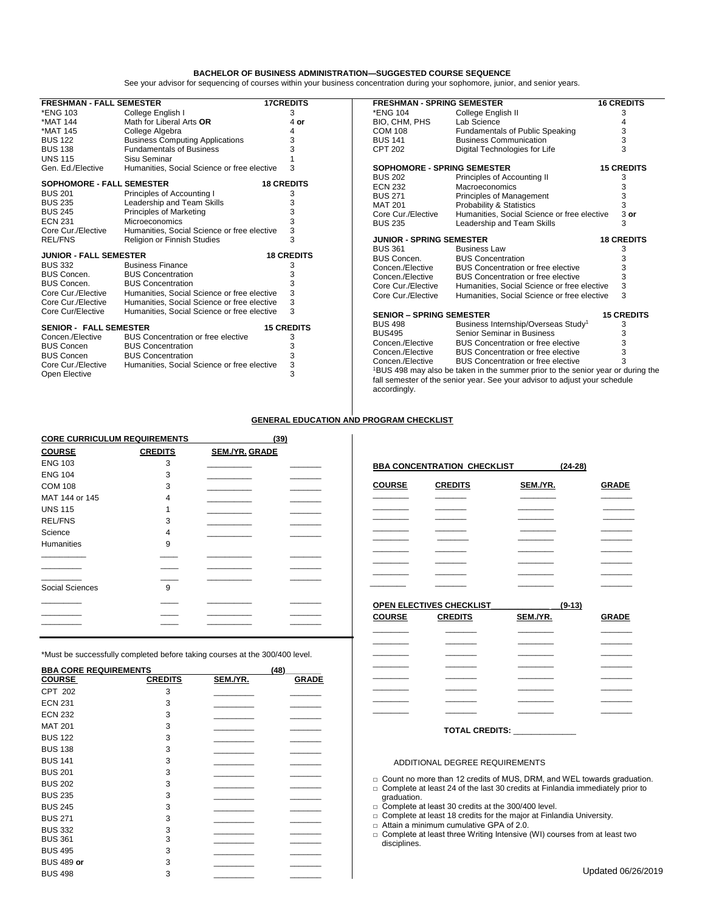# BACHELOR OF BUSINESS ADMINISTRATION—SUGGESTED COURSE SEQUENCE

See your advisor for sequencing of courses within your business concentration during your sophomore, junior, and senior years.

| FRESHMAN - FALL SEMESTER | | 17CREDITS |
|---|---|---|
| *ENG 103 | College English I | 3 |
| *MAT 144 | Math for Liberal Arts **OR** | 4 **or** |
| *MAT 145 | College Algebra | 4 |
| BUS 122 | Business Computing Applications | 3 |
| BUS 138 | Fundamentals of Business | 3 |
| UNS 115 | Sisu Seminar | 1 |
| Gen. Ed./Elective | Humanities, Social Science or free elective | 3 |

| FRESHMAN - SPRING SEMESTER | | 16 CREDITS |
|---|---|---|
| *ENG 104 | College English II | 3 |
| BIO, CHM, PHS | Lab Science | 4 |
| COM 108 | Fundamentals of Public Speaking | 3 |
| BUS 141 | Business Communication | 3 |
| CPT 202 | Digital Technologies for Life | 3 |

| SOPHOMORE - FALL SEMESTER | | 18 CREDITS |
|---|---|---|
| BUS 201 | Principles of Accounting I | 3 |
| BUS 235 | Leadership and Team Skills | 3 |
| BUS 245 | Principles of Marketing | 3 |
| ECN 231 | Microeconomics | 3 |
| Core Cur./Elective | Humanities, Social Science or free elective | 3 |
| REL/FNS | Religion or Finnish Studies | 3 |

| SOPHOMORE - SPRING SEMESTER | | 15 CREDITS |
|---|---|---|
| BUS 202 | Principles of Accounting II | 3 |
| ECN 232 | Macroeconomics | 3 |
| BUS 271 | Principles of Management | 3 |
| MAT 201 | Probability & Statistics | 3 |
| Core Cur./Elective | Humanities, Social Science or free elective | 3 **or** |
| BUS 235 | Leadership and Team Skills | 3 |

| JUNIOR - FALL SEMESTER | | 18 CREDITS |
|---|---|---|
| BUS 332 | Business Finance | 3 |
| BUS Concen. | BUS Concentration | 3 |
| BUS Concen. | BUS Concentration | 3 |
| Core Cur./Elective | Humanities, Social Science or free elective | 3 |
| Core Cur./Elective | Humanities, Social Science or free elective | 3 |
| Core Cur/Elective | Humanities, Social Science or free elective | 3 |

| JUNIOR - SPRING SEMESTER | | 18 CREDITS |
|---|---|---|
| BUS 361 | Business Law | 3 |
| BUS Concen. | BUS Concentration | 3 |
| Concen./Elective | BUS Concentration or free elective | 3 |
| Concen./Elective | BUS Concentration or free elective | 3 |
| Core Cur./Elective | Humanities, Social Science or free elective | 3 |
| Core Cur./Elective | Humanities, Social Science or free elective | 3 |

| SENIOR - FALL SEMESTER | | 15 CREDITS |
|---|---|---|
| Concen./Elective | BUS Concentration or free elective | 3 |
| BUS Concen | BUS Concentration | 3 |
| BUS Concen | BUS Concentration | 3 |
| Core Cur./Elective | Humanities, Social Science or free elective | 3 |
| Open Elective | | 3 |

| SENIOR – SPRING SEMESTER | | 15 CREDITS |
|---|---|---|
| BUS 498 | Business Internship/Overseas Study[1] | 3 |
| BUS495 | Senior Seminar in Business | 3 |
| Concen./Elective | BUS Concentration or free elective | 3 |
| Concen./Elective | BUS Concentration or free elective | 3 |
| Concen./Elective | BUS Concentration or free elective | 3 |

[1]BUS 498 may also be taken in the summer prior to the senior year or during the fall semester of the senior year. See your advisor to adjust your schedule accordingly.

## GENERAL EDUCATION AND PROGRAM CHECKLIST

**CORE CURRICULUM REQUIREMENTS (39)**

| COURSE | CREDITS | SEM./YR. | GRADE |
|---|---|---|---|
| ENG 103 | 3 | | |
| ENG 104 | 3 | | |
| COM 108 | 3 | | |
| MAT 144 or 145 | 4 | | |
| UNS 115 | 1 | | |
| REL/FNS | 3 | | |
| Science | 4 | | |
| Humanities | 9 | | |
| | | | |
| | | | |
| | | | |
| Social Sciences | 9 | | |
| | | | |
| | | | |
| | | | |

*Must be successfully completed before taking courses at the 300/400 level.

**BBA CORE REQUIREMENTS (48)**

| COURSE | CREDITS | SEM./YR. | GRADE |
|---|---|---|---|
| CPT 202 | 3 | | |
| ECN 231 | 3 | | |
| ECN 232 | 3 | | |
| MAT 201 | 3 | | |
| BUS 122 | 3 | | |
| BUS 138 | 3 | | |
| BUS 141 | 3 | | |
| BUS 201 | 3 | | |
| BUS 202 | 3 | | |
| BUS 235 | 3 | | |
| BUS 245 | 3 | | |
| BUS 271 | 3 | | |
| BUS 332 | 3 | | |
| BUS 361 | 3 | | |
| BUS 495 | 3 | | |
| BUS 489 **or** | 3 | | |
| BUS 498 | 3 | | |

**BBA CONCENTRATION CHECKLIST (24-28)**

| COURSE | CREDITS | SEM./YR. | GRADE |
|---|---|---|---|
| | | | |
| | | | |
| | | | |
| | | | |
| | | | |
| | | | |
| | | | |
| | | | |
| | | | |

**OPEN ELECTIVES CHECKLIST (9-13)**

| COURSE | CREDITS | SEM./YR. | GRADE |
|---|---|---|---|
| | | | |
| | | | |
| | | | |
| | | | |
| | | | |
| | | | |
| | | | |
| | | | |

**TOTAL CREDITS:** ______________

ADDITIONAL DEGREE REQUIREMENTS

- □ Count no more than 12 credits of MUS, DRM, and WEL towards graduation.
- □ Complete at least 24 of the last 30 credits at Finlandia immediately prior to graduation.
- □ Complete at least 30 credits at the 300/400 level.
- □ Complete at least 18 credits for the major at Finlandia University.
- □ Attain a minimum cumulative GPA of 2.0.
- □ Complete at least three Writing Intensive (WI) courses from at least two disciplines.

Updated 06/26/2019